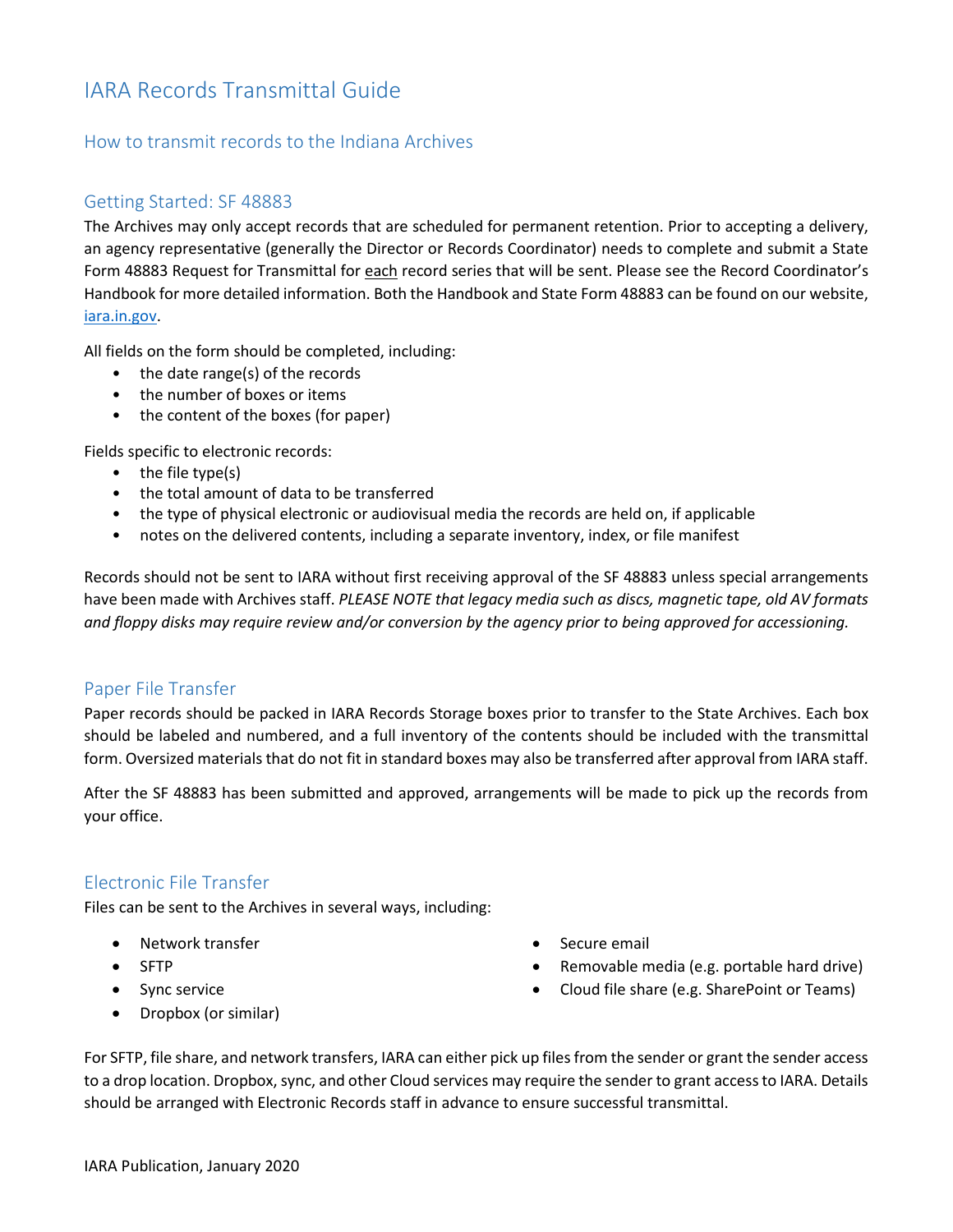# IARA Records Transmittal Guide

## How to transmit records to the Indiana Archives

### Getting Started: SF 48883

The Archives may only accept records that are scheduled for permanent retention. Prior to accepting a delivery, an agency representative (generally the Director or Records Coordinator) needs to complete and submit a State Form 48883 Request for Transmittal for each record series that will be sent. Please see the Record Coordinator's Handbook for more detailed information. Both the Handbook and State Form 48883 can be found on our website, iara.in.gov.

All fields on the form should be completed, including:

- the date range(s) of the records
- the number of boxes or items
- the content of the boxes (for paper)

Fields specific to electronic records:

- the file type(s)
- the total amount of data to be transferred
- the type of physical electronic or audiovisual media the records are held on, if applicable
- notes on the delivered contents, including a separate inventory, index, or file manifest

Records should not be sent to IARA without first receiving approval of the SF 48883 unless special arrangements have been made with Archives staff. *PLEASE NOTE that legacy media such as discs, magnetic tape, old AV formats and floppy disks may require review and/or conversion by the agency prior to being approved for accessioning.*

### Paper File Transfer

Paper records should be packed in IARA Records Storage boxes prior to transfer to the State Archives. Each box should be labeled and numbered, and a full inventory of the contents should be included with the transmittal form. Oversized materials that do not fit in standard boxes may also be transferred after approval from IARA staff.

After the SF 48883 has been submitted and approved, arrangements will be made to pick up the records from your office.

### Electronic File Transfer

Files can be sent to the Archives in several ways, including:

- Network transfer
- SFTP
- Sync service
- Dropbox (or similar)
- Secure email
- Removable media (e.g. portable hard drive)
- Cloud file share (e.g. SharePoint or Teams)

For SFTP, file share, and network transfers, IARA can either pick up files from the sender or grant the sender access to a drop location. Dropbox, sync, and other Cloud services may require the sender to grant access to IARA. Details should be arranged with Electronic Records staff in advance to ensure successful transmittal.

IARA Publication, January 2020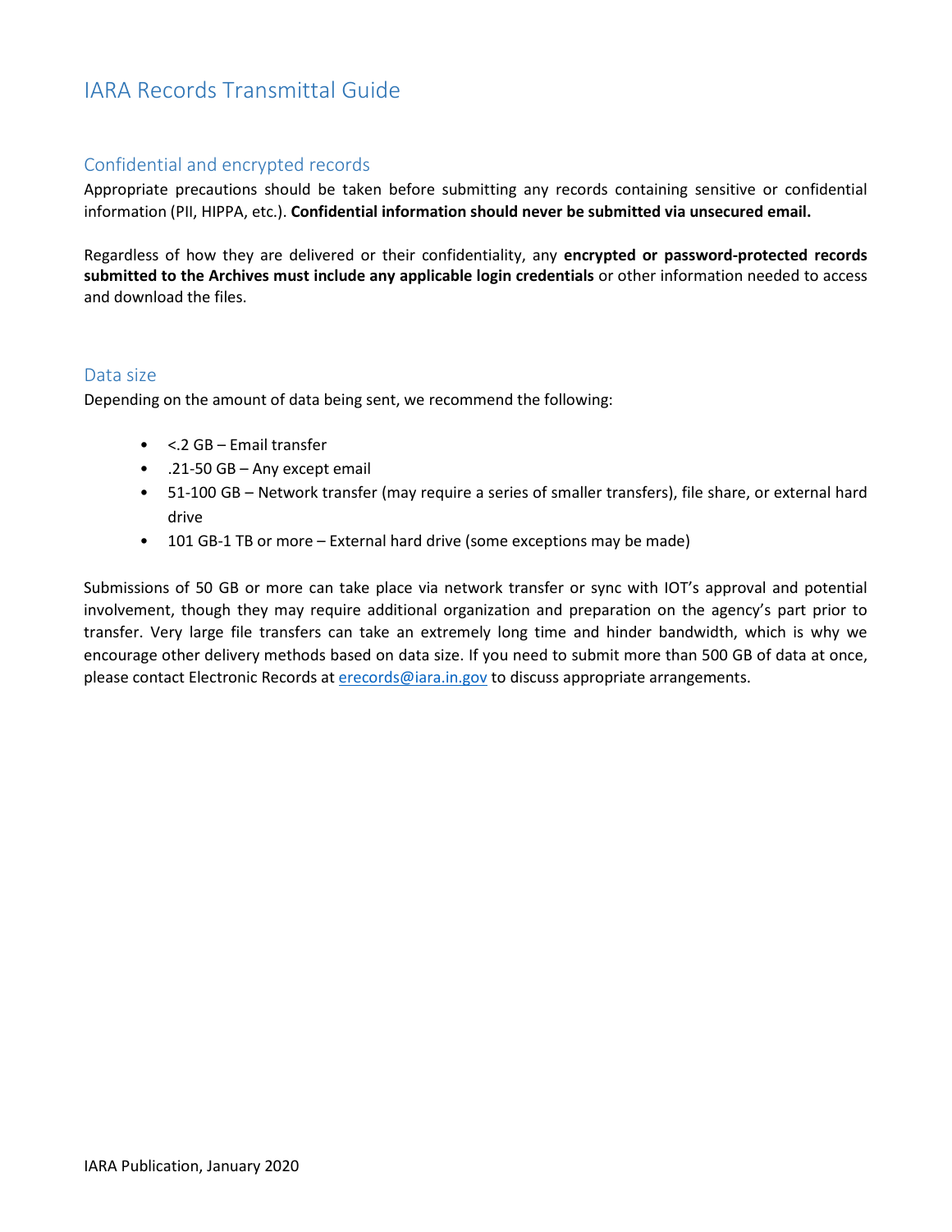# IARA Records Transmittal Guide

## Confidential and encrypted records

Appropriate precautions should be taken before submitting any records containing sensitive or confidential information (PII, HIPPA, etc.). **Confidential information should never be submitted via unsecured email.**

Regardless of how they are delivered or their confidentiality, any **encrypted or password-protected records submitted to the Archives must include any applicable login credentials** or other information needed to access and download the files.

## Data size

Depending on the amount of data being sent, we recommend the following:

- <.2 GB – Email transfer
- .21-50 GB – Any except email
- 51-100 GB – Network transfer (may require a series of smaller transfers), file share, or external hard drive
- 101 GB-1 TB or more – External hard drive (some exceptions may be made)

Submissions of 50 GB or more can take place via network transfer or sync with IOT's approval and potential involvement, though they may require additional organization and preparation on the agency's part prior to transfer. Very large file transfers can take an extremely long time and hinder bandwidth, which is why we encourage other delivery methods based on data size. If you need to submit more than 500 GB of data at once, please contact Electronic Records at erecords@iara.in.gov to discuss appropriate arrangements.

IARA Publication, January 2020